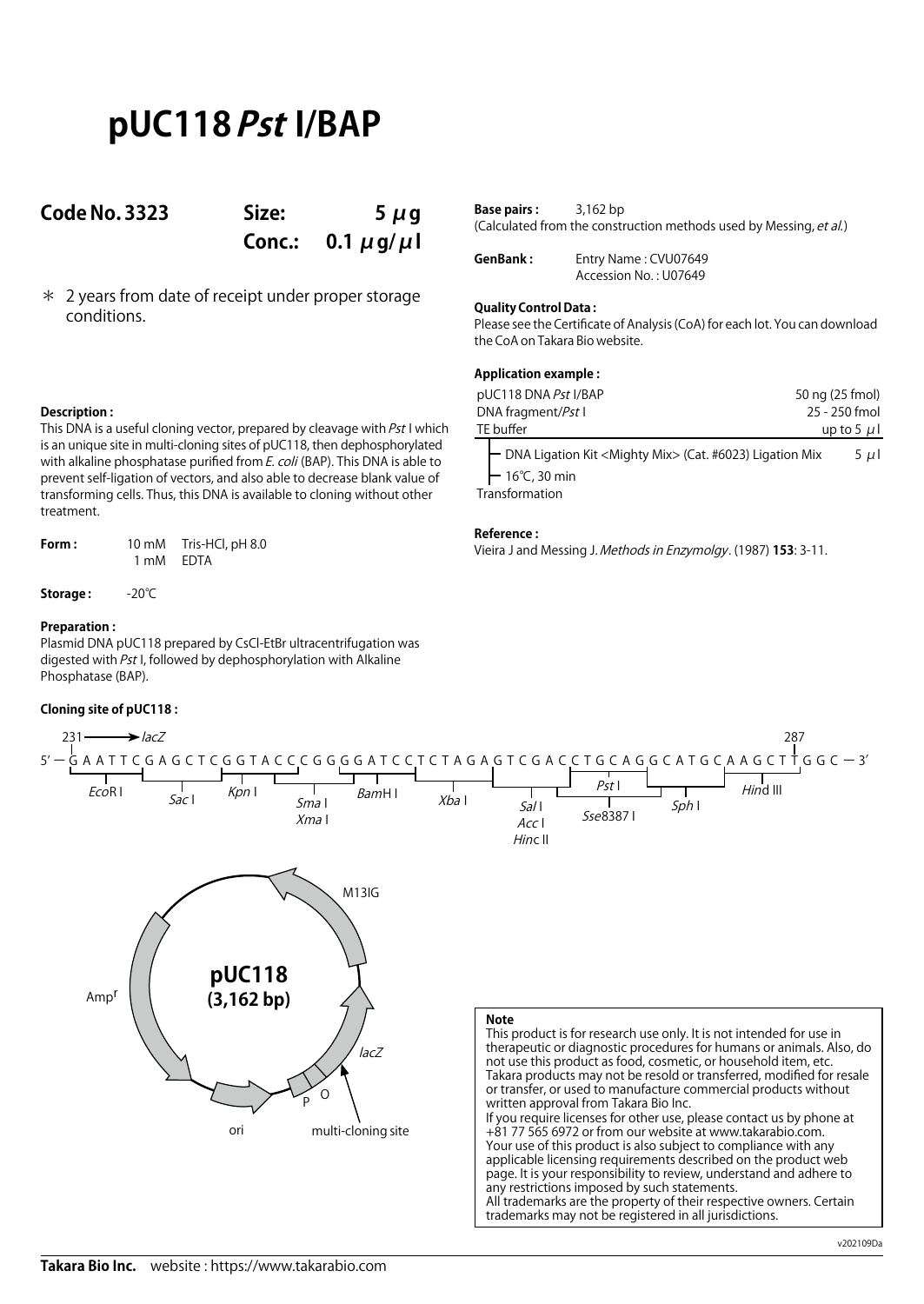# pUC118 *Pst* I/BAP

**Code No. 3323** **Size:** 5 μg
**Conc.:** 0.1 μg/μl

＊ 2 years from date of receipt under proper storage conditions.

**Description :**
This DNA is a useful cloning vector, prepared by cleavage with *Pst* I which is an unique site in multi-cloning sites of pUC118, then dephosphorylated with alkaline phosphatase purified from *E. coli* (BAP). This DNA is able to prevent self-ligation of vectors, and also able to decrease blank value of transforming cells. Thus, this DNA is available to cloning without other treatment.

**Form :** 10 mM Tris-HCl, pH 8.0
1 mM EDTA

**Storage :** -20℃

**Preparation :**
Plasmid DNA pUC118 prepared by CsCl-EtBr ultracentrifugation was digested with *Pst* I, followed by dephosphorylation with Alkaline Phosphatase (BAP).

**Base pairs :** 3,162 bp
(Calculated from the construction methods used by Messing, *et al.*)

**GenBank :** Entry Name : CVU07649
Accession No. : U07649

**Quality Control Data :**
Please see the Certificate of Analysis (CoA) for each lot. You can download the CoA on Takara Bio website.

**Application example :**

| | |
|---|---|
| pUC118 DNA *Pst* I/BAP | 50 ng (25 fmol) |
| DNA fragment/*Pst* I | 25 - 250 fmol |
| TE buffer | up to 5 μl |

— DNA Ligation Kit <Mighty Mix> (Cat. #6023) Ligation Mix 5 μl
— 16℃, 30 min
Transformation

**Reference :**
Vieira J and Messing J. *Methods in Enzymolgy*. (1987) **153**: 3-11.

**Cloning site of pUC118 :**

231 → *lacZ* 287

5′ — GAATTCGAGCTCGGTACCCGGGGATCCTCTAGAGTCGACCTGCAGGCATGCAAGCTTGGC — 3′

*Eco*R I, *Sac* I, *Kpn* I, *Sma* I / *Xma* I, *Bam*H I, *Xba* I, *Sal* I / *Acc* I / *Hinc* II, *Pst* I, *Sse*8387 I, *Sph* I, *Hin*d III

pUC118 (3,162 bp): M13IG, *lacZ*, multi-cloning site, P, O, ori, Amp$^r$

**Note**
This product is for research use only. It is not intended for use in therapeutic or diagnostic procedures for humans or animals. Also, do not use this product as food, cosmetic, or household item, etc.
Takara products may not be resold or transferred, modified for resale or transfer, or used to manufacture commercial products without written approval from Takara Bio Inc.
If you require licenses for other use, please contact us by phone at +81 77 565 6972 or from our website at www.takarabio.com.
Your use of this product is also subject to compliance with any applicable licensing requirements described on the product web page. It is your responsibility to review, understand and adhere to any restrictions imposed by such statements.
All trademarks are the property of their respective owners. Certain trademarks may not be registered in all jurisdictions.

v202109Da

**Takara Bio Inc.** website : https://www.takarabio.com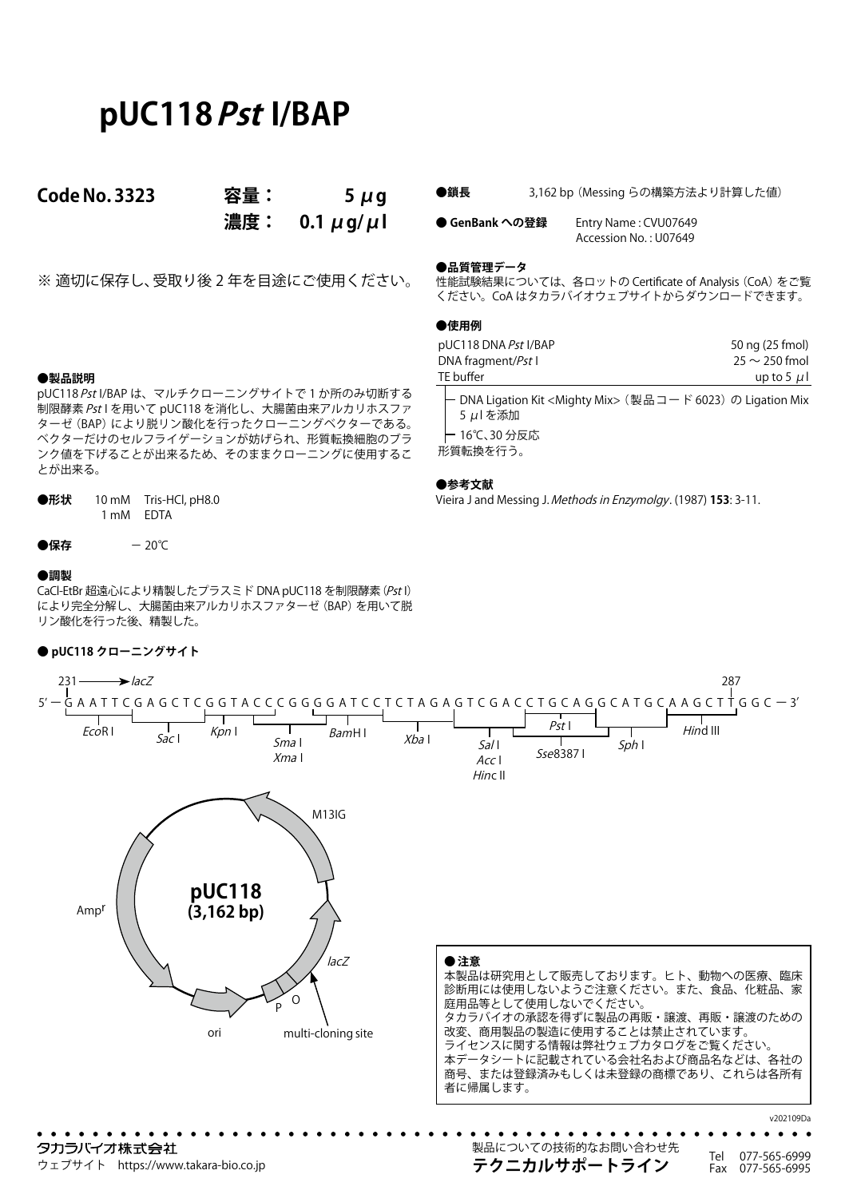# pUC118 *Pst* I/BAP

**Code No. 3323**　　**容量：　5 μg**
　　　　　　　　　　**濃度：　0.1 μg/μl**

※ 適切に保存し、受取り後 2 年を目途にご使用ください。

**●製品説明**

pUC118 *Pst* I/BAP は、マルチクローニングサイトで 1 か所のみ切断する制限酵素 *Pst* I を用いて pUC118 を消化し、大腸菌由来アルカリホスファターゼ（BAP）により脱リン酸化を行ったクローニングベクターである。ベクターだけのセルフライゲーションが妨げられ、形質転換細胞のプランク値を下げることが出来るため、そのままクローニングに使用することが出来る。

**●形状**　10 mM　Tris-HCl, pH8.0
　　　　　1 mM　EDTA

**●保存**　− 20℃

**●調製**

CaCl-EtBr 超遠心により精製したプラスミド DNA pUC118 を制限酵素（*Pst* I）により完全分解し、大腸菌由来アルカリホスファターゼ（BAP）を用いて脱リン酸化を行った後、精製した。

**● pUC118 クローニングサイト**

231 → *lacZ*　　　　287

5′ − G A A T T C G A G C T C G G T A C C C G G G G A T C C T C T A G A G T C G A C C T G C A G G C A T G C A A G C T T G G C − 3′

*EcoR* I　*Sac* I　*Kpn* I　*Sma* I / *Xma* I　*Bam*H I　*Xba* I　*Sal* I / *Acc* I / *Hinc* II　*Pst* I　*Sse*8387 I　*Sph* I　*Hin*d III

M13IG
Amp[r]
pUC118
(3,162 bp)
*lacZ*
P
O
ori
multi-cloning site

**●鎖長**　3,162 bp（Messing らの構築方法より計算した値）

**● GenBank への登録**　Entry Name : CVU07649
　　　　　　　　　　　Accession No. : U07649

**●品質管理データ**

性能試験結果については、各ロットの Certificate of Analysis（CoA）をご覧ください。CoA はタカラバイオウェブサイトからダウンロードできます。

**●使用例**

| | |
|---|---|
| pUC118 DNA *Pst* I/BAP | 50 ng (25 fmol) |
| DNA fragment/*Pst* I | 25 ～ 250 fmol |
| TE buffer | up to 5 μl |

— DNA Ligation Kit <Mighty Mix>（製品コード 6023）の Ligation Mix 5 μl を添加
— 16℃、30 分反応

形質転換を行う。

**●参考文献**

Vieira J and Messing J. *Methods in Enzymolgy*. (1987) **153**: 3-11.

**● 注意**

本製品は研究用として販売しております。ヒト、動物への医療、臨床診断用には使用しないようご注意ください。また、食品、化粧品、家庭用品等として使用しないでください。
タカラバイオの承認を得ずに製品の再販・譲渡、再販・譲渡のための改変、商用製品の製造に使用することは禁止されています。
ライセンスに関する情報は弊社ウェブカタログをご覧ください。
本データシートに記載されている会社名および商品名などは、各社の商号、または登録済みもしくは未登録の商標であり、これらは各所有者に帰属します。

v202109Da

タカラバイオ株式会社
ウェブサイト　https://www.takara-bio.co.jp

製品についての技術的なお問い合わせ先
**テクニカルサポートライン**　Tel 077-565-6999　Fax 077-565-6995